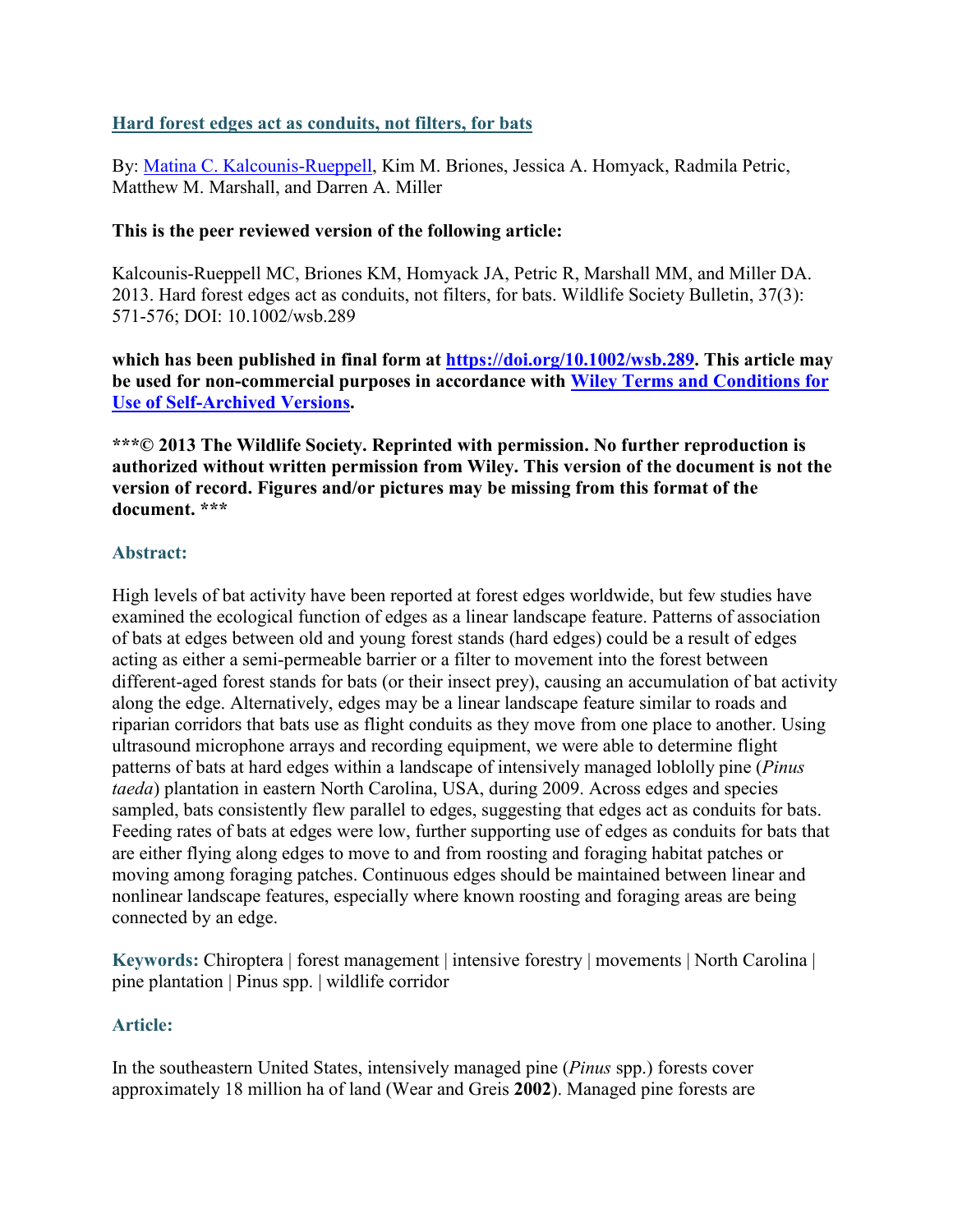# [Hard forest edges act as conduits, not filters, for bats](#)

By: [Matina C. Kalcounis-Rueppell](#), Kim M. Briones, Jessica A. Homyack, Radmila Petric, Matthew M. Marshall, and Darren A. Miller

**This is the peer reviewed version of the following article:**

Kalcounis-Rueppell MC, Briones KM, Homyack JA, Petric R, Marshall MM, and Miller DA. 2013. Hard forest edges act as conduits, not filters, for bats. Wildlife Society Bulletin, 37(3): 571-576; DOI: 10.1002/wsb.289

**which has been published in final form at [https://doi.org/10.1002/wsb.289](https://doi.org/10.1002/wsb.289). This article may be used for non-commercial purposes in accordance with [Wiley Terms and Conditions for Use of Self-Archived Versions](#).**

**\*\*\*© 2013 The Wildlife Society. Reprinted with permission. No further reproduction is authorized without written permission from Wiley. This version of the document is not the version of record. Figures and/or pictures may be missing from this format of the document. \*\*\***

## Abstract:

High levels of bat activity have been reported at forest edges worldwide, but few studies have examined the ecological function of edges as a linear landscape feature. Patterns of association of bats at edges between old and young forest stands (hard edges) could be a result of edges acting as either a semi-permeable barrier or a filter to movement into the forest between different-aged forest stands for bats (or their insect prey), causing an accumulation of bat activity along the edge. Alternatively, edges may be a linear landscape feature similar to roads and riparian corridors that bats use as flight conduits as they move from one place to another. Using ultrasound microphone arrays and recording equipment, we were able to determine flight patterns of bats at hard edges within a landscape of intensively managed loblolly pine (*Pinus taeda*) plantation in eastern North Carolina, USA, during 2009. Across edges and species sampled, bats consistently flew parallel to edges, suggesting that edges act as conduits for bats. Feeding rates of bats at edges were low, further supporting use of edges as conduits for bats that are either flying along edges to move to and from roosting and foraging habitat patches or moving among foraging patches. Continuous edges should be maintained between linear and nonlinear landscape features, especially where known roosting and foraging areas are being connected by an edge.

**Keywords:** Chiroptera | forest management | intensive forestry | movements | North Carolina | pine plantation | Pinus spp. | wildlife corridor

## Article:

In the southeastern United States, intensively managed pine (*Pinus* spp.) forests cover approximately 18 million ha of land (Wear and Greis **2002**). Managed pine forests are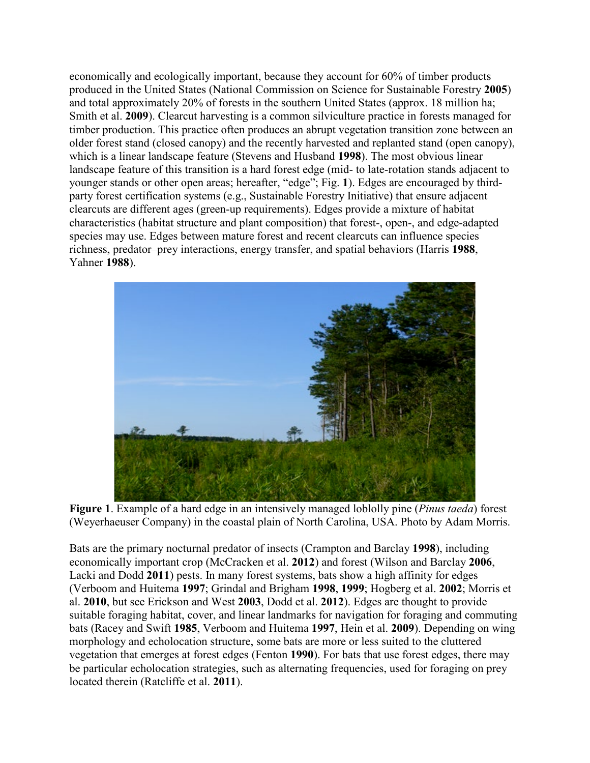economically and ecologically important, because they account for 60% of timber products produced in the United States (National Commission on Science for Sustainable Forestry **2005**) and total approximately 20% of forests in the southern United States (approx. 18 million ha; Smith et al. **2009**). Clearcut harvesting is a common silviculture practice in forests managed for timber production. This practice often produces an abrupt vegetation transition zone between an older forest stand (closed canopy) and the recently harvested and replanted stand (open canopy), which is a linear landscape feature (Stevens and Husband **1998**). The most obvious linear landscape feature of this transition is a hard forest edge (mid- to late-rotation stands adjacent to younger stands or other open areas; hereafter, "edge"; Fig. **1**). Edges are encouraged by third-party forest certification systems (e.g., Sustainable Forestry Initiative) that ensure adjacent clearcuts are different ages (green-up requirements). Edges provide a mixture of habitat characteristics (habitat structure and plant composition) that forest-, open-, and edge-adapted species may use. Edges between mature forest and recent clearcuts can influence species richness, predator–prey interactions, energy transfer, and spatial behaviors (Harris **1988**, Yahner **1988**).

**Figure 1**. Example of a hard edge in an intensively managed loblolly pine (*Pinus taeda*) forest (Weyerhaeuser Company) in the coastal plain of North Carolina, USA. Photo by Adam Morris.

Bats are the primary nocturnal predator of insects (Crampton and Barclay **1998**), including economically important crop (McCracken et al. **2012**) and forest (Wilson and Barclay **2006**, Lacki and Dodd **2011**) pests. In many forest systems, bats show a high affinity for edges (Verboom and Huitema **1997**; Grindal and Brigham **1998**, **1999**; Hogberg et al. **2002**; Morris et al. **2010**, but see Erickson and West **2003**, Dodd et al. **2012**). Edges are thought to provide suitable foraging habitat, cover, and linear landmarks for navigation for foraging and commuting bats (Racey and Swift **1985**, Verboom and Huitema **1997**, Hein et al. **2009**). Depending on wing morphology and echolocation structure, some bats are more or less suited to the cluttered vegetation that emerges at forest edges (Fenton **1990**). For bats that use forest edges, there may be particular echolocation strategies, such as alternating frequencies, used for foraging on prey located therein (Ratcliffe et al. **2011**).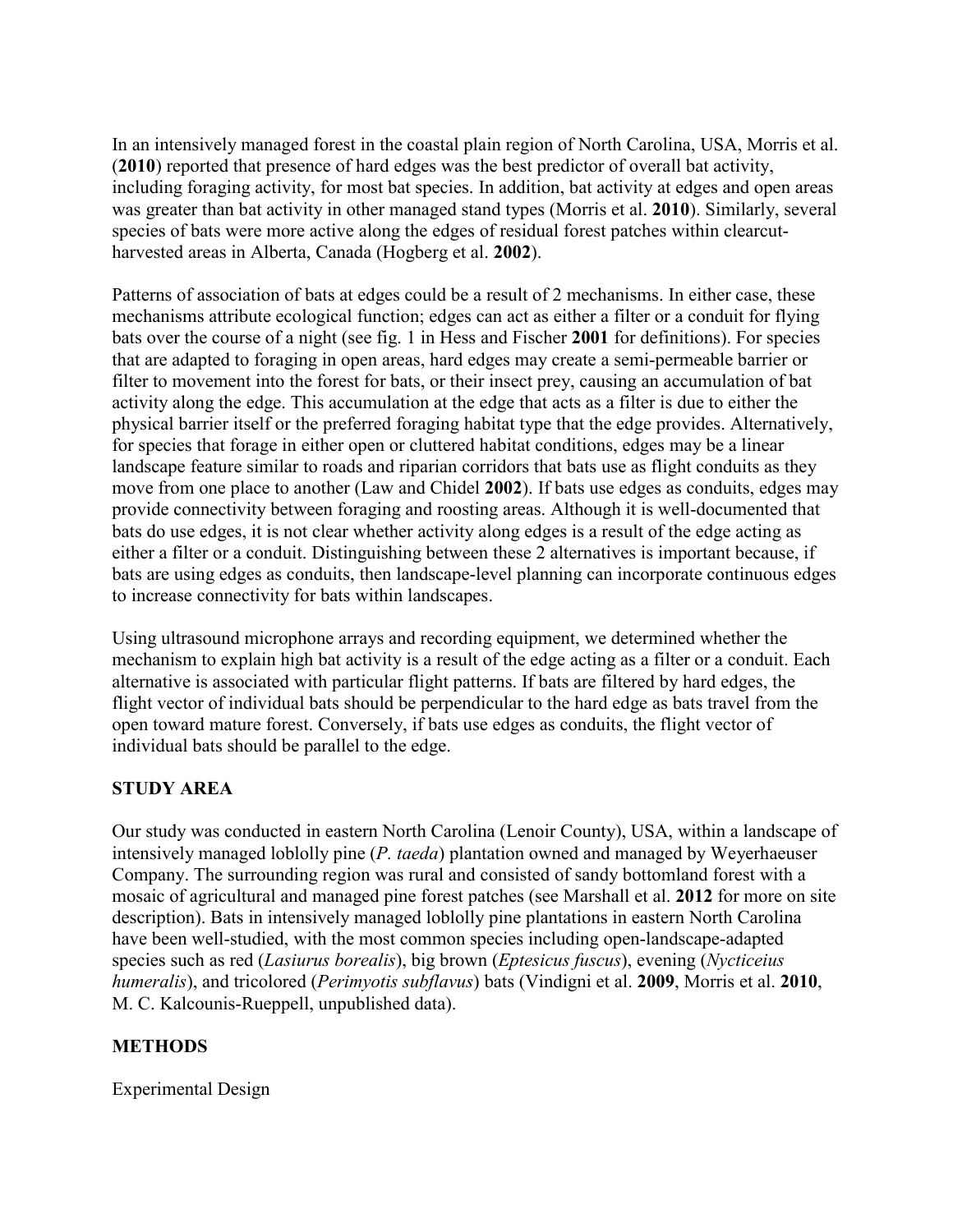In an intensively managed forest in the coastal plain region of North Carolina, USA, Morris et al. (**2010**) reported that presence of hard edges was the best predictor of overall bat activity, including foraging activity, for most bat species. In addition, bat activity at edges and open areas was greater than bat activity in other managed stand types (Morris et al. **2010**). Similarly, several species of bats were more active along the edges of residual forest patches within clearcut-harvested areas in Alberta, Canada (Hogberg et al. **2002**).

Patterns of association of bats at edges could be a result of 2 mechanisms. In either case, these mechanisms attribute ecological function; edges can act as either a filter or a conduit for flying bats over the course of a night (see fig. 1 in Hess and Fischer **2001** for definitions). For species that are adapted to foraging in open areas, hard edges may create a semi-permeable barrier or filter to movement into the forest for bats, or their insect prey, causing an accumulation of bat activity along the edge. This accumulation at the edge that acts as a filter is due to either the physical barrier itself or the preferred foraging habitat type that the edge provides. Alternatively, for species that forage in either open or cluttered habitat conditions, edges may be a linear landscape feature similar to roads and riparian corridors that bats use as flight conduits as they move from one place to another (Law and Chidel **2002**). If bats use edges as conduits, edges may provide connectivity between foraging and roosting areas. Although it is well-documented that bats do use edges, it is not clear whether activity along edges is a result of the edge acting as either a filter or a conduit. Distinguishing between these 2 alternatives is important because, if bats are using edges as conduits, then landscape-level planning can incorporate continuous edges to increase connectivity for bats within landscapes.

Using ultrasound microphone arrays and recording equipment, we determined whether the mechanism to explain high bat activity is a result of the edge acting as a filter or a conduit. Each alternative is associated with particular flight patterns. If bats are filtered by hard edges, the flight vector of individual bats should be perpendicular to the hard edge as bats travel from the open toward mature forest. Conversely, if bats use edges as conduits, the flight vector of individual bats should be parallel to the edge.

## STUDY AREA

Our study was conducted in eastern North Carolina (Lenoir County), USA, within a landscape of intensively managed loblolly pine (*P. taeda*) plantation owned and managed by Weyerhaeuser Company. The surrounding region was rural and consisted of sandy bottomland forest with a mosaic of agricultural and managed pine forest patches (see Marshall et al. **2012** for more on site description). Bats in intensively managed loblolly pine plantations in eastern North Carolina have been well-studied, with the most common species including open-landscape-adapted species such as red (*Lasiurus borealis*), big brown (*Eptesicus fuscus*), evening (*Nycticeius humeralis*), and tricolored (*Perimyotis subflavus*) bats (Vindigni et al. **2009**, Morris et al. **2010**, M. C. Kalcounis-Rueppell, unpublished data).

## METHODS

### Experimental Design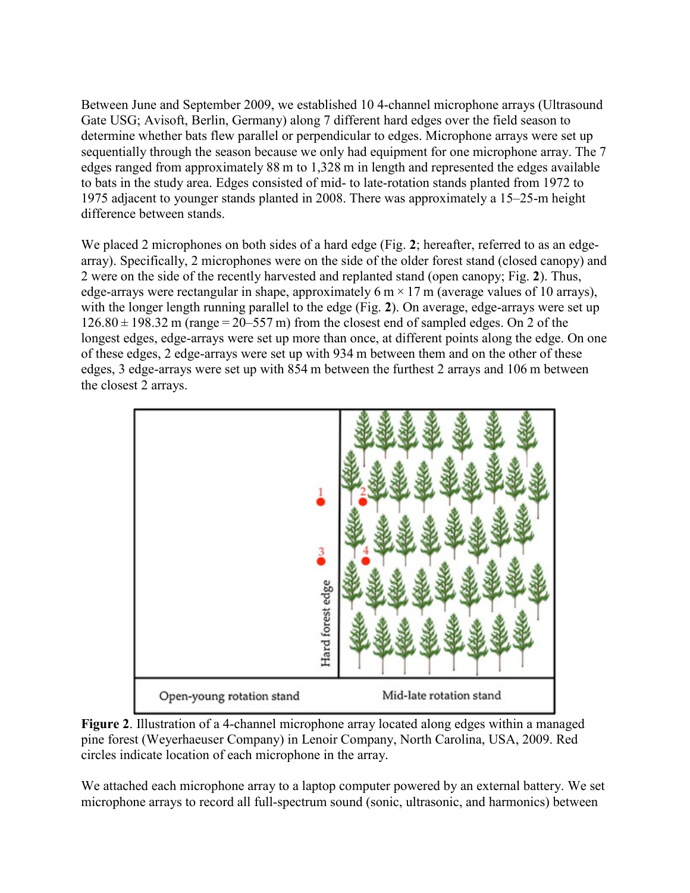Between June and September 2009, we established 10 4-channel microphone arrays (Ultrasound Gate USG; Avisoft, Berlin, Germany) along 7 different hard edges over the field season to determine whether bats flew parallel or perpendicular to edges. Microphone arrays were set up sequentially through the season because we only had equipment for one microphone array. The 7 edges ranged from approximately 88 m to 1,328 m in length and represented the edges available to bats in the study area. Edges consisted of mid- to late-rotation stands planted from 1972 to 1975 adjacent to younger stands planted in 2008. There was approximately a 15–25-m height difference between stands.

We placed 2 microphones on both sides of a hard edge (Fig. **2**; hereafter, referred to as an edge-array). Specifically, 2 microphones were on the side of the older forest stand (closed canopy) and 2 were on the side of the recently harvested and replanted stand (open canopy; Fig. **2**). Thus, edge-arrays were rectangular in shape, approximately 6 m × 17 m (average values of 10 arrays), with the longer length running parallel to the edge (Fig. **2**). On average, edge-arrays were set up 126.80 ± 198.32 m (range = 20–557 m) from the closest end of sampled edges. On 2 of the longest edges, edge-arrays were set up more than once, at different points along the edge. On one of these edges, 2 edge-arrays were set up with 934 m between them and on the other of these edges, 3 edge-arrays were set up with 854 m between the furthest 2 arrays and 106 m between the closest 2 arrays.

**Figure 2**. Illustration of a 4-channel microphone array located along edges within a managed pine forest (Weyerhaeuser Company) in Lenoir Company, North Carolina, USA, 2009. Red circles indicate location of each microphone in the array.

We attached each microphone array to a laptop computer powered by an external battery. We set microphone arrays to record all full-spectrum sound (sonic, ultrasonic, and harmonics) between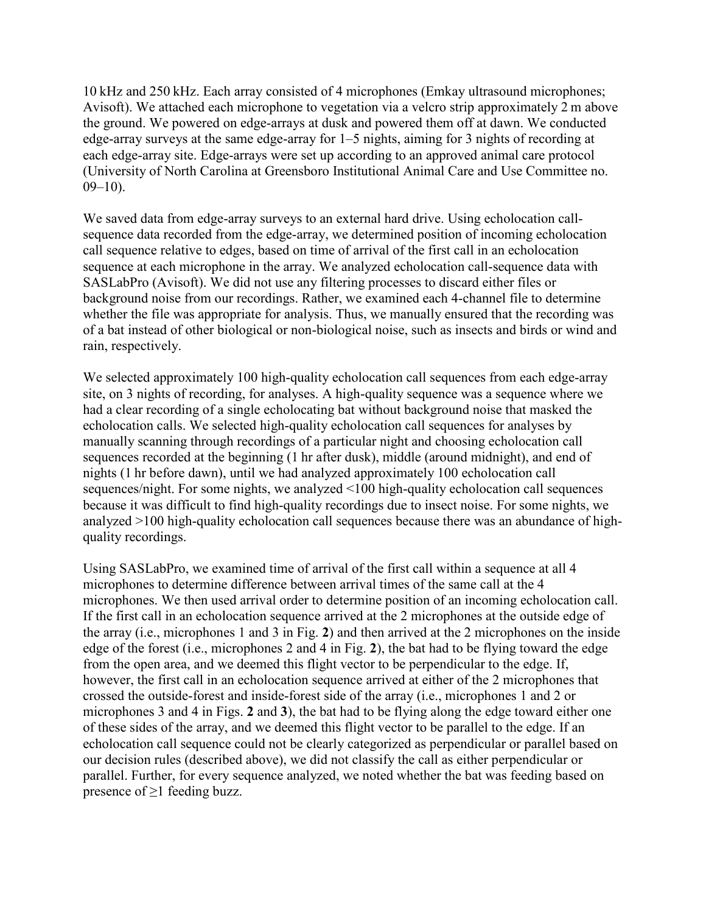10 kHz and 250 kHz. Each array consisted of 4 microphones (Emkay ultrasound microphones; Avisoft). We attached each microphone to vegetation via a velcro strip approximately 2 m above the ground. We powered on edge-arrays at dusk and powered them off at dawn. We conducted edge-array surveys at the same edge-array for 1–5 nights, aiming for 3 nights of recording at each edge-array site. Edge-arrays were set up according to an approved animal care protocol (University of North Carolina at Greensboro Institutional Animal Care and Use Committee no. 09–10).

We saved data from edge-array surveys to an external hard drive. Using echolocation call-sequence data recorded from the edge-array, we determined position of incoming echolocation call sequence relative to edges, based on time of arrival of the first call in an echolocation sequence at each microphone in the array. We analyzed echolocation call-sequence data with SASLabPro (Avisoft). We did not use any filtering processes to discard either files or background noise from our recordings. Rather, we examined each 4-channel file to determine whether the file was appropriate for analysis. Thus, we manually ensured that the recording was of a bat instead of other biological or non-biological noise, such as insects and birds or wind and rain, respectively.

We selected approximately 100 high-quality echolocation call sequences from each edge-array site, on 3 nights of recording, for analyses. A high-quality sequence was a sequence where we had a clear recording of a single echolocating bat without background noise that masked the echolocation calls. We selected high-quality echolocation call sequences for analyses by manually scanning through recordings of a particular night and choosing echolocation call sequences recorded at the beginning (1 hr after dusk), middle (around midnight), and end of nights (1 hr before dawn), until we had analyzed approximately 100 echolocation call sequences/night. For some nights, we analyzed <100 high-quality echolocation call sequences because it was difficult to find high-quality recordings due to insect noise. For some nights, we analyzed >100 high-quality echolocation call sequences because there was an abundance of high-quality recordings.

Using SASLabPro, we examined time of arrival of the first call within a sequence at all 4 microphones to determine difference between arrival times of the same call at the 4 microphones. We then used arrival order to determine position of an incoming echolocation call. If the first call in an echolocation sequence arrived at the 2 microphones at the outside edge of the array (i.e., microphones 1 and 3 in Fig. **2**) and then arrived at the 2 microphones on the inside edge of the forest (i.e., microphones 2 and 4 in Fig. **2**), the bat had to be flying toward the edge from the open area, and we deemed this flight vector to be perpendicular to the edge. If, however, the first call in an echolocation sequence arrived at either of the 2 microphones that crossed the outside-forest and inside-forest side of the array (i.e., microphones 1 and 2 or microphones 3 and 4 in Figs. **2** and **3**), the bat had to be flying along the edge toward either one of these sides of the array, and we deemed this flight vector to be parallel to the edge. If an echolocation call sequence could not be clearly categorized as perpendicular or parallel based on our decision rules (described above), we did not classify the call as either perpendicular or parallel. Further, for every sequence analyzed, we noted whether the bat was feeding based on presence of ≥1 feeding buzz.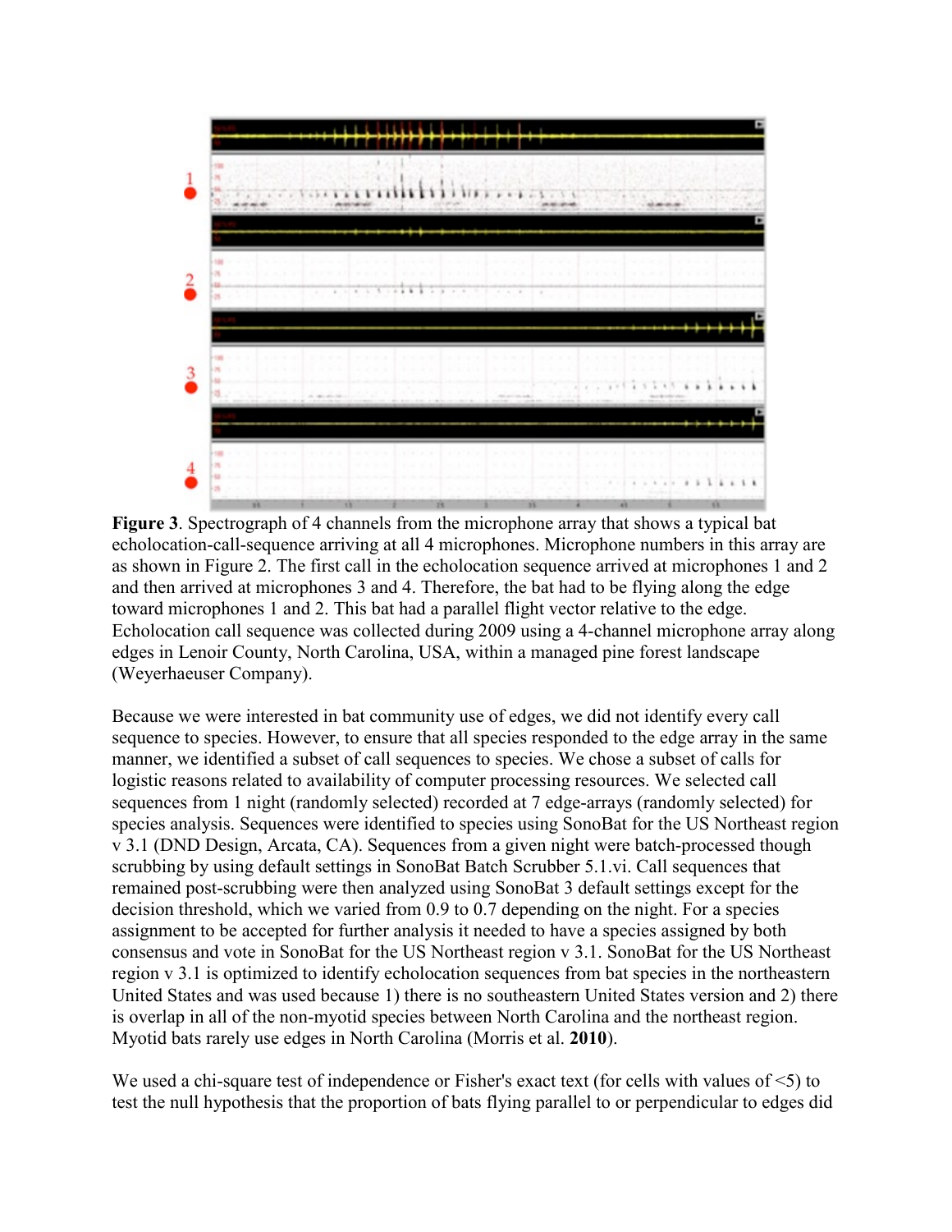**Figure 3**. Spectrograph of 4 channels from the microphone array that shows a typical bat echolocation-call-sequence arriving at all 4 microphones. Microphone numbers in this array are as shown in Figure 2. The first call in the echolocation sequence arrived at microphones 1 and 2 and then arrived at microphones 3 and 4. Therefore, the bat had to be flying along the edge toward microphones 1 and 2. This bat had a parallel flight vector relative to the edge. Echolocation call sequence was collected during 2009 using a 4-channel microphone array along edges in Lenoir County, North Carolina, USA, within a managed pine forest landscape (Weyerhaeuser Company).

Because we were interested in bat community use of edges, we did not identify every call sequence to species. However, to ensure that all species responded to the edge array in the same manner, we identified a subset of call sequences to species. We chose a subset of calls for logistic reasons related to availability of computer processing resources. We selected call sequences from 1 night (randomly selected) recorded at 7 edge-arrays (randomly selected) for species analysis. Sequences were identified to species using SonoBat for the US Northeast region v 3.1 (DND Design, Arcata, CA). Sequences from a given night were batch-processed though scrubbing by using default settings in SonoBat Batch Scrubber 5.1.vi. Call sequences that remained post-scrubbing were then analyzed using SonoBat 3 default settings except for the decision threshold, which we varied from 0.9 to 0.7 depending on the night. For a species assignment to be accepted for further analysis it needed to have a species assigned by both consensus and vote in SonoBat for the US Northeast region v 3.1. SonoBat for the US Northeast region v 3.1 is optimized to identify echolocation sequences from bat species in the northeastern United States and was used because 1) there is no southeastern United States version and 2) there is overlap in all of the non-myotid species between North Carolina and the northeast region. Myotid bats rarely use edges in North Carolina (Morris et al. **2010**).

We used a chi-square test of independence or Fisher's exact text (for cells with values of <5) to test the null hypothesis that the proportion of bats flying parallel to or perpendicular to edges did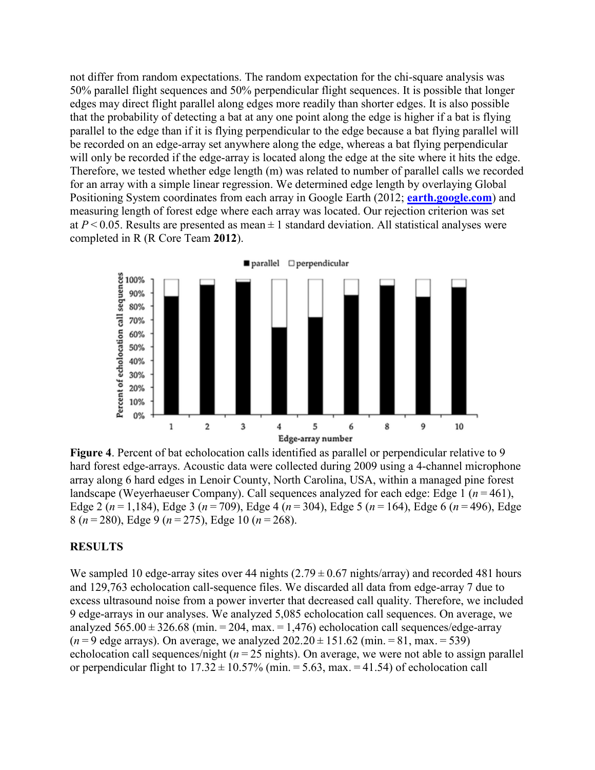not differ from random expectations. The random expectation for the chi-square analysis was 50% parallel flight sequences and 50% perpendicular flight sequences. It is possible that longer edges may direct flight parallel along edges more readily than shorter edges. It is also possible that the probability of detecting a bat at any one point along the edge is higher if a bat is flying parallel to the edge than if it is flying perpendicular to the edge because a bat flying parallel will be recorded on an edge-array set anywhere along the edge, whereas a bat flying perpendicular will only be recorded if the edge-array is located along the edge at the site where it hits the edge. Therefore, we tested whether edge length (m) was related to number of parallel calls we recorded for an array with a simple linear regression. We determined edge length by overlaying Global Positioning System coordinates from each array in Google Earth (2012; **earth.google.com**) and measuring length of forest edge where each array was located. Our rejection criterion was set at $P < 0.05$. Results are presented as mean ± 1 standard deviation. All statistical analyses were completed in R (R Core Team **2012**).

**Figure 4**. Percent of bat echolocation calls identified as parallel or perpendicular relative to 9 hard forest edge-arrays. Acoustic data were collected during 2009 using a 4-channel microphone array along 6 hard edges in Lenoir County, North Carolina, USA, within a managed pine forest landscape (Weyerhaeuser Company). Call sequences analyzed for each edge: Edge 1 ($n = 461$), Edge 2 ($n = 1{,}184$), Edge 3 ($n = 709$), Edge 4 ($n = 304$), Edge 5 ($n = 164$), Edge 6 ($n = 496$), Edge 8 ($n = 280$), Edge 9 ($n = 275$), Edge 10 ($n = 268$).

## RESULTS

We sampled 10 edge-array sites over 44 nights (2.79 ± 0.67 nights/array) and recorded 481 hours and 129,763 echolocation call-sequence files. We discarded all data from edge-array 7 due to excess ultrasound noise from a power inverter that decreased call quality. Therefore, we included 9 edge-arrays in our analyses. We analyzed 5,085 echolocation call sequences. On average, we analyzed 565.00 ± 326.68 (min. = 204, max. = 1,476) echolocation call sequences/edge-array ($n = 9$ edge arrays). On average, we analyzed 202.20 ± 151.62 (min. = 81, max. = 539) echolocation call sequences/night ($n = 25$ nights). On average, we were not able to assign parallel or perpendicular flight to 17.32 ± 10.57% (min. = 5.63, max. = 41.54) of echolocation call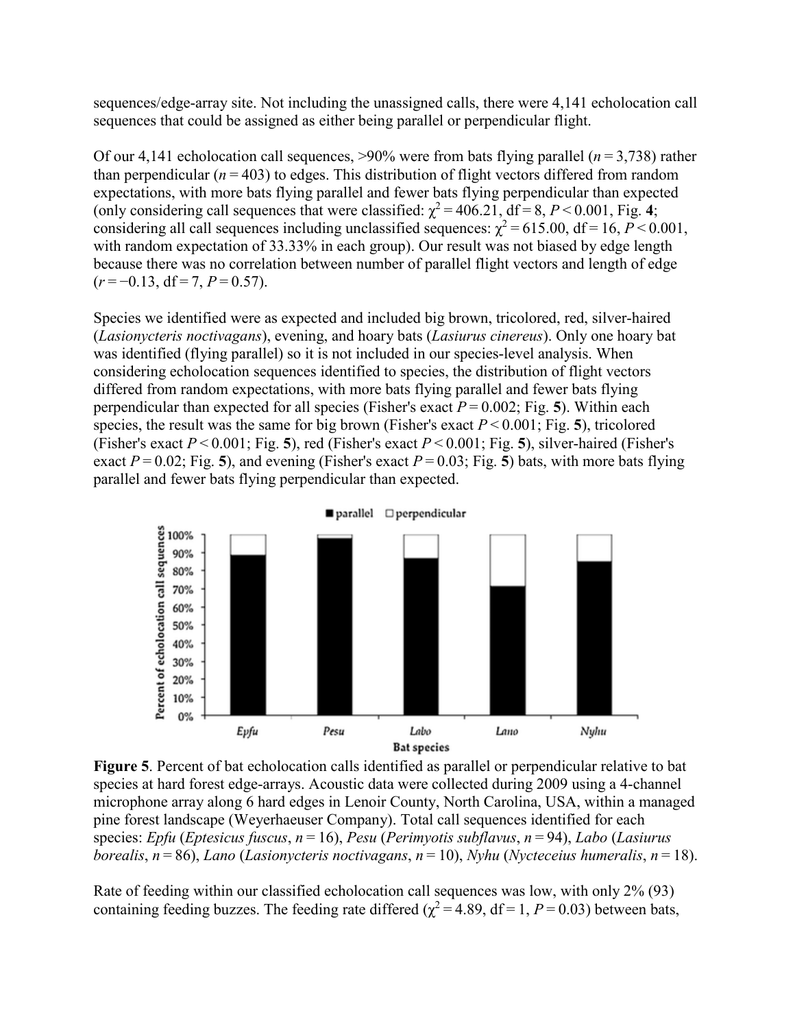sequences/edge-array site. Not including the unassigned calls, there were 4,141 echolocation call sequences that could be assigned as either being parallel or perpendicular flight.

Of our 4,141 echolocation call sequences, >90% were from bats flying parallel ($n = 3{,}738$) rather than perpendicular ($n = 403$) to edges. This distribution of flight vectors differed from random expectations, with more bats flying parallel and fewer bats flying perpendicular than expected (only considering call sequences that were classified: $\chi^2 = 406.21$, df = 8, $P < 0.001$, Fig. **4**; considering all call sequences including unclassified sequences: $\chi^2 = 615.00$, df = 16, $P < 0.001$, with random expectation of 33.33% in each group). Our result was not biased by edge length because there was no correlation between number of parallel flight vectors and length of edge ($r = -0.13$, df = 7, $P = 0.57$).

Species we identified were as expected and included big brown, tricolored, red, silver-haired (*Lasionycteris noctivagans*), evening, and hoary bats (*Lasiurus cinereus*). Only one hoary bat was identified (flying parallel) so it is not included in our species-level analysis. When considering echolocation sequences identified to species, the distribution of flight vectors differed from random expectations, with more bats flying parallel and fewer bats flying perpendicular than expected for all species (Fisher's exact $P = 0.002$; Fig. **5**). Within each species, the result was the same for big brown (Fisher's exact $P < 0.001$; Fig. **5**), tricolored (Fisher's exact $P < 0.001$; Fig. **5**), red (Fisher's exact $P < 0.001$; Fig. **5**), silver-haired (Fisher's exact $P = 0.02$; Fig. **5**), and evening (Fisher's exact $P = 0.03$; Fig. **5**) bats, with more bats flying parallel and fewer bats flying perpendicular than expected.

**Figure 5**. Percent of bat echolocation calls identified as parallel or perpendicular relative to bat species at hard forest edge-arrays. Acoustic data were collected during 2009 using a 4-channel microphone array along 6 hard edges in Lenoir County, North Carolina, USA, within a managed pine forest landscape (Weyerhaeuser Company). Total call sequences identified for each species: *Epfu* (*Eptesicus fuscus*, $n = 16$), *Pesu* (*Perimyotis subflavus*, $n = 94$), *Labo* (*Lasiurus borealis*, $n = 86$), *Lano* (*Lasionycteris noctivagans*, $n = 10$), *Nyhu* (*Nycteceius humeralis*, $n = 18$).

Rate of feeding within our classified echolocation call sequences was low, with only 2% (93) containing feeding buzzes. The feeding rate differed ($\chi^2 = 4.89$, df = 1, $P = 0.03$) between bats,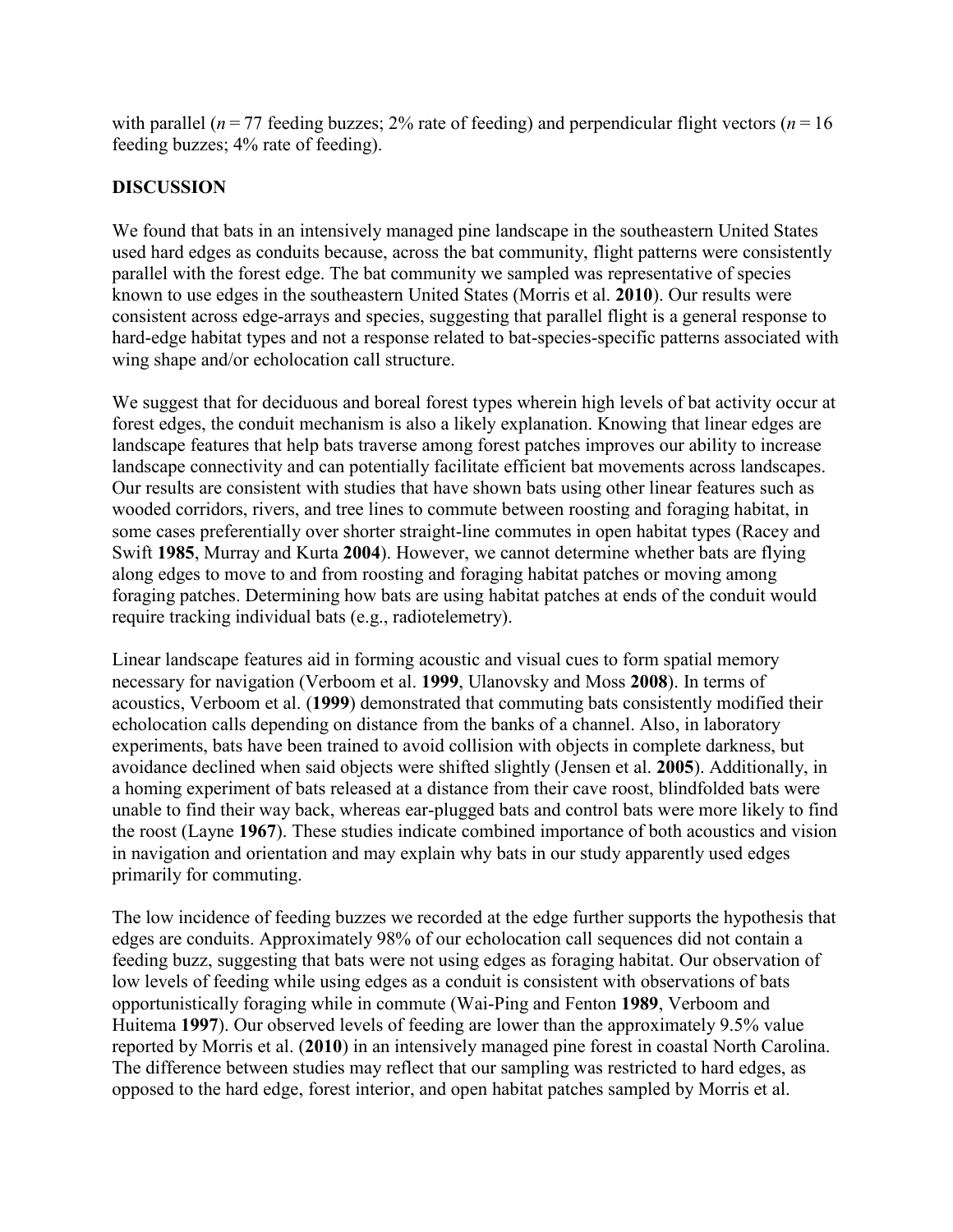with parallel (*n* = 77 feeding buzzes; 2% rate of feeding) and perpendicular flight vectors (*n* = 16 feeding buzzes; 4% rate of feeding).

## DISCUSSION

We found that bats in an intensively managed pine landscape in the southeastern United States used hard edges as conduits because, across the bat community, flight patterns were consistently parallel with the forest edge. The bat community we sampled was representative of species known to use edges in the southeastern United States (Morris et al. **2010**). Our results were consistent across edge-arrays and species, suggesting that parallel flight is a general response to hard-edge habitat types and not a response related to bat-species-specific patterns associated with wing shape and/or echolocation call structure.

We suggest that for deciduous and boreal forest types wherein high levels of bat activity occur at forest edges, the conduit mechanism is also a likely explanation. Knowing that linear edges are landscape features that help bats traverse among forest patches improves our ability to increase landscape connectivity and can potentially facilitate efficient bat movements across landscapes. Our results are consistent with studies that have shown bats using other linear features such as wooded corridors, rivers, and tree lines to commute between roosting and foraging habitat, in some cases preferentially over shorter straight-line commutes in open habitat types (Racey and Swift **1985**, Murray and Kurta **2004**). However, we cannot determine whether bats are flying along edges to move to and from roosting and foraging habitat patches or moving among foraging patches. Determining how bats are using habitat patches at ends of the conduit would require tracking individual bats (e.g., radiotelemetry).

Linear landscape features aid in forming acoustic and visual cues to form spatial memory necessary for navigation (Verboom et al. **1999**, Ulanovsky and Moss **2008**). In terms of acoustics, Verboom et al. (**1999**) demonstrated that commuting bats consistently modified their echolocation calls depending on distance from the banks of a channel. Also, in laboratory experiments, bats have been trained to avoid collision with objects in complete darkness, but avoidance declined when said objects were shifted slightly (Jensen et al. **2005**). Additionally, in a homing experiment of bats released at a distance from their cave roost, blindfolded bats were unable to find their way back, whereas ear-plugged bats and control bats were more likely to find the roost (Layne **1967**). These studies indicate combined importance of both acoustics and vision in navigation and orientation and may explain why bats in our study apparently used edges primarily for commuting.

The low incidence of feeding buzzes we recorded at the edge further supports the hypothesis that edges are conduits. Approximately 98% of our echolocation call sequences did not contain a feeding buzz, suggesting that bats were not using edges as foraging habitat. Our observation of low levels of feeding while using edges as a conduit is consistent with observations of bats opportunistically foraging while in commute (Wai-Ping and Fenton **1989**, Verboom and Huitema **1997**). Our observed levels of feeding are lower than the approximately 9.5% value reported by Morris et al. (**2010**) in an intensively managed pine forest in coastal North Carolina. The difference between studies may reflect that our sampling was restricted to hard edges, as opposed to the hard edge, forest interior, and open habitat patches sampled by Morris et al.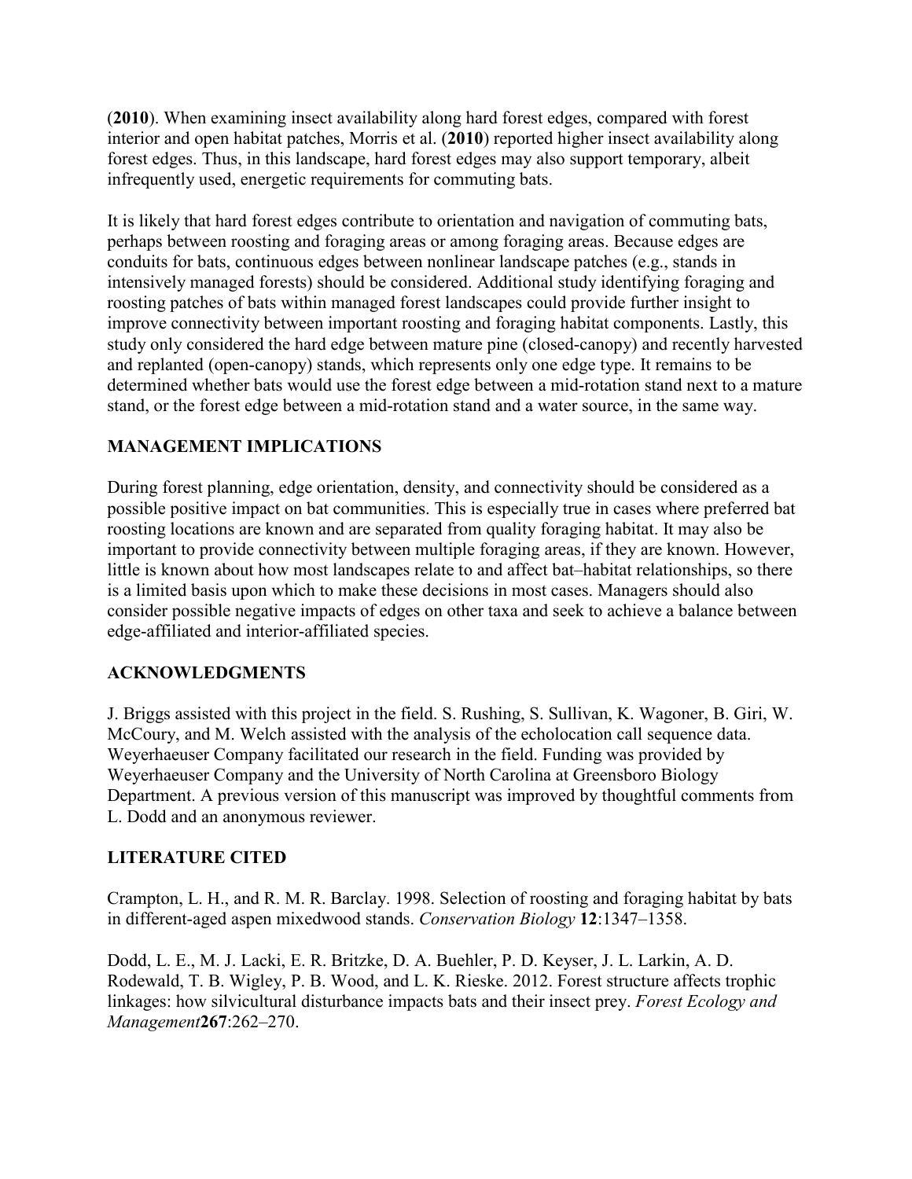(**2010**). When examining insect availability along hard forest edges, compared with forest interior and open habitat patches, Morris et al. (**2010**) reported higher insect availability along forest edges. Thus, in this landscape, hard forest edges may also support temporary, albeit infrequently used, energetic requirements for commuting bats.

It is likely that hard forest edges contribute to orientation and navigation of commuting bats, perhaps between roosting and foraging areas or among foraging areas. Because edges are conduits for bats, continuous edges between nonlinear landscape patches (e.g., stands in intensively managed forests) should be considered. Additional study identifying foraging and roosting patches of bats within managed forest landscapes could provide further insight to improve connectivity between important roosting and foraging habitat components. Lastly, this study only considered the hard edge between mature pine (closed-canopy) and recently harvested and replanted (open-canopy) stands, which represents only one edge type. It remains to be determined whether bats would use the forest edge between a mid-rotation stand next to a mature stand, or the forest edge between a mid-rotation stand and a water source, in the same way.

## MANAGEMENT IMPLICATIONS

During forest planning, edge orientation, density, and connectivity should be considered as a possible positive impact on bat communities. This is especially true in cases where preferred bat roosting locations are known and are separated from quality foraging habitat. It may also be important to provide connectivity between multiple foraging areas, if they are known. However, little is known about how most landscapes relate to and affect bat–habitat relationships, so there is a limited basis upon which to make these decisions in most cases. Managers should also consider possible negative impacts of edges on other taxa and seek to achieve a balance between edge-affiliated and interior-affiliated species.

## ACKNOWLEDGMENTS

J. Briggs assisted with this project in the field. S. Rushing, S. Sullivan, K. Wagoner, B. Giri, W. McCoury, and M. Welch assisted with the analysis of the echolocation call sequence data. Weyerhaeuser Company facilitated our research in the field. Funding was provided by Weyerhaeuser Company and the University of North Carolina at Greensboro Biology Department. A previous version of this manuscript was improved by thoughtful comments from L. Dodd and an anonymous reviewer.

## LITERATURE CITED

Crampton, L. H., and R. M. R. Barclay. 1998. Selection of roosting and foraging habitat by bats in different-aged aspen mixedwood stands. *Conservation Biology* **12**:1347–1358.

Dodd, L. E., M. J. Lacki, E. R. Britzke, D. A. Buehler, P. D. Keyser, J. L. Larkin, A. D. Rodewald, T. B. Wigley, P. B. Wood, and L. K. Rieske. 2012. Forest structure affects trophic linkages: how silvicultural disturbance impacts bats and their insect prey. *Forest Ecology and Management* **267**:262–270.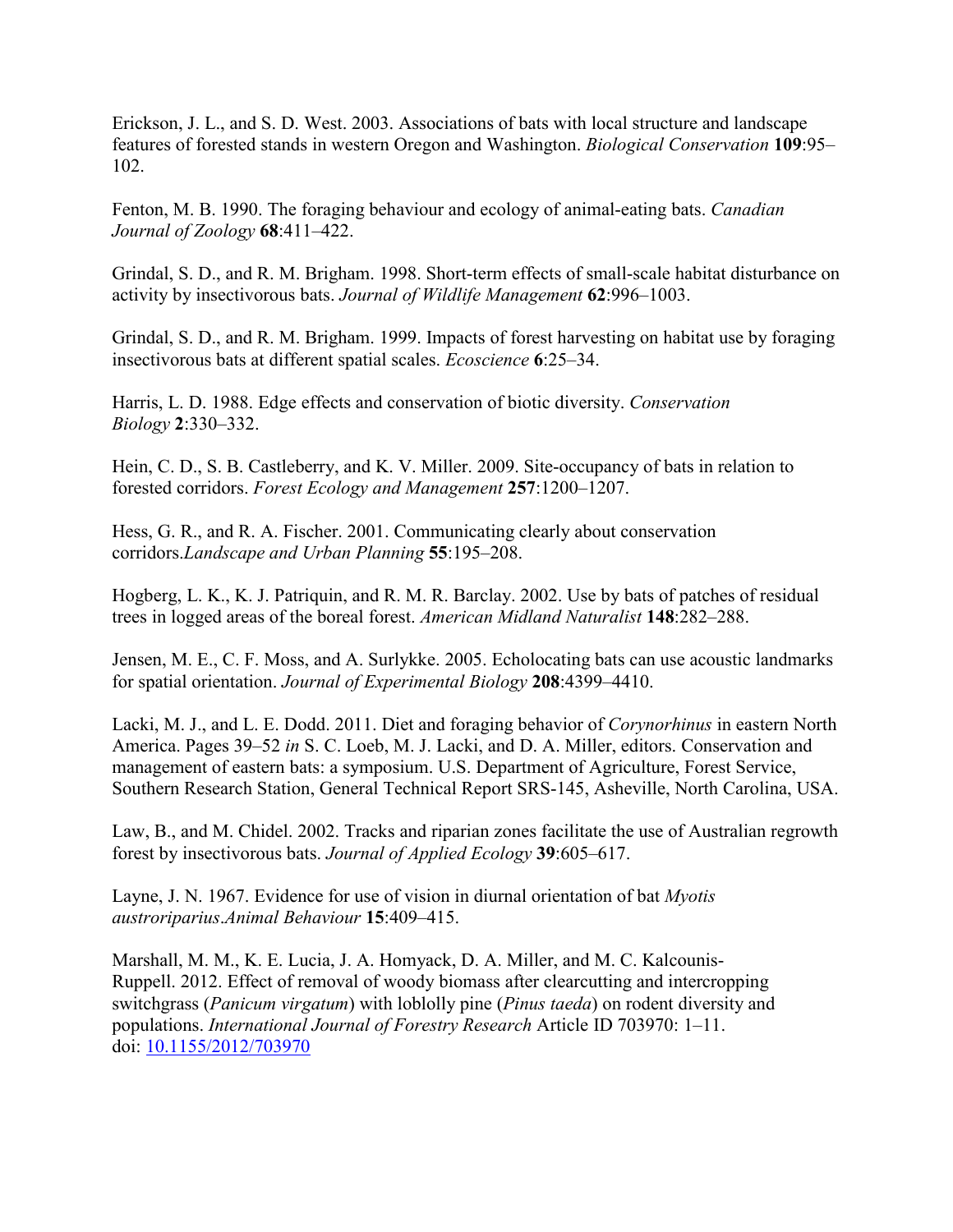Erickson, J. L., and S. D. West. 2003. Associations of bats with local structure and landscape features of forested stands in western Oregon and Washington. *Biological Conservation* **109**:95–102.

Fenton, M. B. 1990. The foraging behaviour and ecology of animal-eating bats. *Canadian Journal of Zoology* **68**:411–422.

Grindal, S. D., and R. M. Brigham. 1998. Short-term effects of small-scale habitat disturbance on activity by insectivorous bats. *Journal of Wildlife Management* **62**:996–1003.

Grindal, S. D., and R. M. Brigham. 1999. Impacts of forest harvesting on habitat use by foraging insectivorous bats at different spatial scales. *Ecoscience* **6**:25–34.

Harris, L. D. 1988. Edge effects and conservation of biotic diversity. *Conservation Biology* **2**:330–332.

Hein, C. D., S. B. Castleberry, and K. V. Miller. 2009. Site-occupancy of bats in relation to forested corridors. *Forest Ecology and Management* **257**:1200–1207.

Hess, G. R., and R. A. Fischer. 2001. Communicating clearly about conservation corridors.*Landscape and Urban Planning* **55**:195–208.

Hogberg, L. K., K. J. Patriquin, and R. M. R. Barclay. 2002. Use by bats of patches of residual trees in logged areas of the boreal forest. *American Midland Naturalist* **148**:282–288.

Jensen, M. E., C. F. Moss, and A. Surlykke. 2005. Echolocating bats can use acoustic landmarks for spatial orientation. *Journal of Experimental Biology* **208**:4399–4410.

Lacki, M. J., and L. E. Dodd. 2011. Diet and foraging behavior of *Corynorhinus* in eastern North America. Pages 39–52 *in* S. C. Loeb, M. J. Lacki, and D. A. Miller, editors. Conservation and management of eastern bats: a symposium. U.S. Department of Agriculture, Forest Service, Southern Research Station, General Technical Report SRS-145, Asheville, North Carolina, USA.

Law, B., and M. Chidel. 2002. Tracks and riparian zones facilitate the use of Australian regrowth forest by insectivorous bats. *Journal of Applied Ecology* **39**:605–617.

Layne, J. N. 1967. Evidence for use of vision in diurnal orientation of bat *Myotis austroriparius*.*Animal Behaviour* **15**:409–415.

Marshall, M. M., K. E. Lucia, J. A. Homyack, D. A. Miller, and M. C. Kalcounis-Ruppell. 2012. Effect of removal of woody biomass after clearcutting and intercropping switchgrass (*Panicum virgatum*) with loblolly pine (*Pinus taeda*) on rodent diversity and populations. *International Journal of Forestry Research* Article ID 703970: 1–11. doi: 10.1155/2012/703970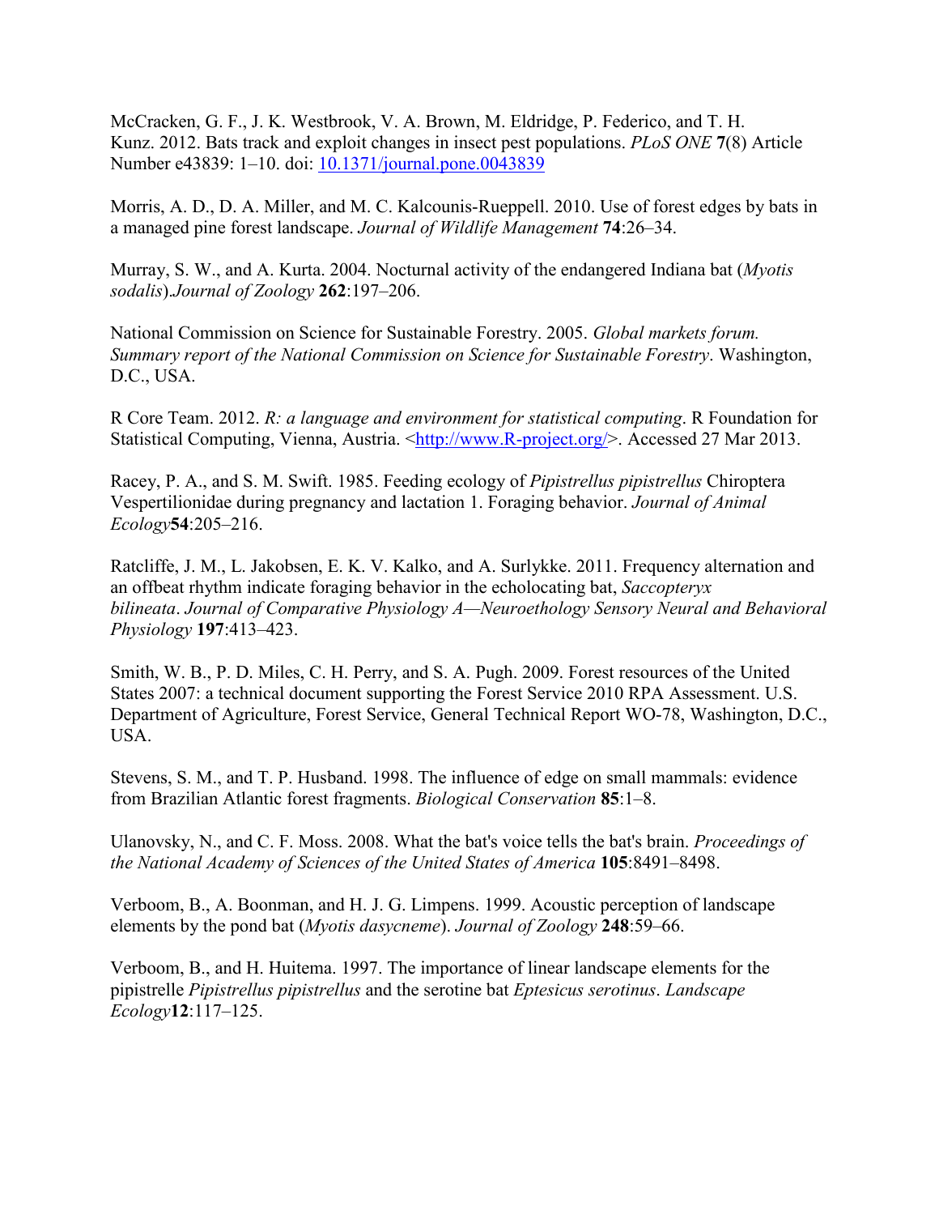McCracken, G. F., J. K. Westbrook, V. A. Brown, M. Eldridge, P. Federico, and T. H. Kunz. 2012. Bats track and exploit changes in insect pest populations. *PLoS ONE* **7**(8) Article Number e43839: 1–10. doi: [10.1371/journal.pone.0043839](https://doi.org/10.1371/journal.pone.0043839)

Morris, A. D., D. A. Miller, and M. C. Kalcounis-Rueppell. 2010. Use of forest edges by bats in a managed pine forest landscape. *Journal of Wildlife Management* **74**:26–34.

Murray, S. W., and A. Kurta. 2004. Nocturnal activity of the endangered Indiana bat (*Myotis sodalis*).*Journal of Zoology* **262**:197–206.

National Commission on Science for Sustainable Forestry. 2005. *Global markets forum. Summary report of the National Commission on Science for Sustainable Forestry*. Washington, D.C., USA.

R Core Team. 2012. *R: a language and environment for statistical computing*. R Foundation for Statistical Computing, Vienna, Austria. <[http://www.R-project.org/](http://www.R-project.org/)>. Accessed 27 Mar 2013.

Racey, P. A., and S. M. Swift. 1985. Feeding ecology of *Pipistrellus pipistrellus* Chiroptera Vespertilionidae during pregnancy and lactation 1. Foraging behavior. *Journal of Animal Ecology***54**:205–216.

Ratcliffe, J. M., L. Jakobsen, E. K. V. Kalko, and A. Surlykke. 2011. Frequency alternation and an offbeat rhythm indicate foraging behavior in the echolocating bat, *Saccopteryx bilineata*. *Journal of Comparative Physiology A—Neuroethology Sensory Neural and Behavioral Physiology* **197**:413–423.

Smith, W. B., P. D. Miles, C. H. Perry, and S. A. Pugh. 2009. Forest resources of the United States 2007: a technical document supporting the Forest Service 2010 RPA Assessment. U.S. Department of Agriculture, Forest Service, General Technical Report WO-78, Washington, D.C., USA.

Stevens, S. M., and T. P. Husband. 1998. The influence of edge on small mammals: evidence from Brazilian Atlantic forest fragments. *Biological Conservation* **85**:1–8.

Ulanovsky, N., and C. F. Moss. 2008. What the bat's voice tells the bat's brain. *Proceedings of the National Academy of Sciences of the United States of America* **105**:8491–8498.

Verboom, B., A. Boonman, and H. J. G. Limpens. 1999. Acoustic perception of landscape elements by the pond bat (*Myotis dasycneme*). *Journal of Zoology* **248**:59–66.

Verboom, B., and H. Huitema. 1997. The importance of linear landscape elements for the pipistrelle *Pipistrellus pipistrellus* and the serotine bat *Eptesicus serotinus*. *Landscape Ecology***12**:117–125.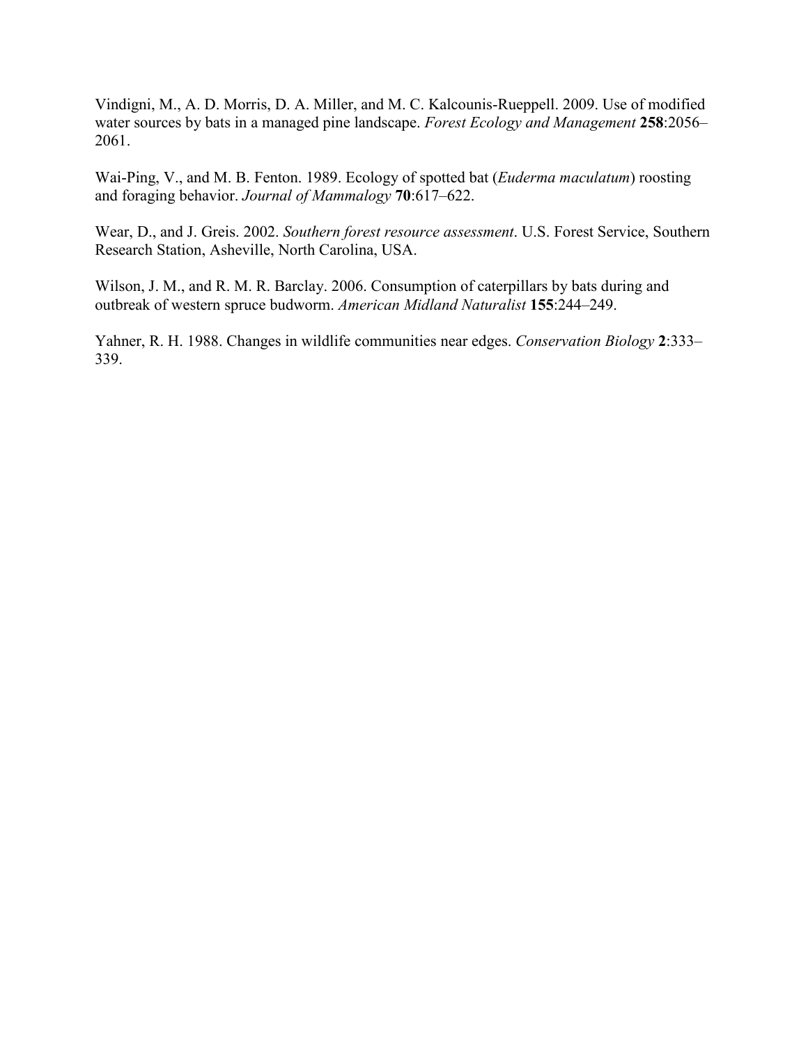Vindigni, M., A. D. Morris, D. A. Miller, and M. C. Kalcounis-Rueppell. 2009. Use of modified water sources by bats in a managed pine landscape. *Forest Ecology and Management* **258**:2056–2061.

Wai-Ping, V., and M. B. Fenton. 1989. Ecology of spotted bat (*Euderma maculatum*) roosting and foraging behavior. *Journal of Mammalogy* **70**:617–622.

Wear, D., and J. Greis. 2002. *Southern forest resource assessment*. U.S. Forest Service, Southern Research Station, Asheville, North Carolina, USA.

Wilson, J. M., and R. M. R. Barclay. 2006. Consumption of caterpillars by bats during and outbreak of western spruce budworm. *American Midland Naturalist* **155**:244–249.

Yahner, R. H. 1988. Changes in wildlife communities near edges. *Conservation Biology* **2**:333–339.